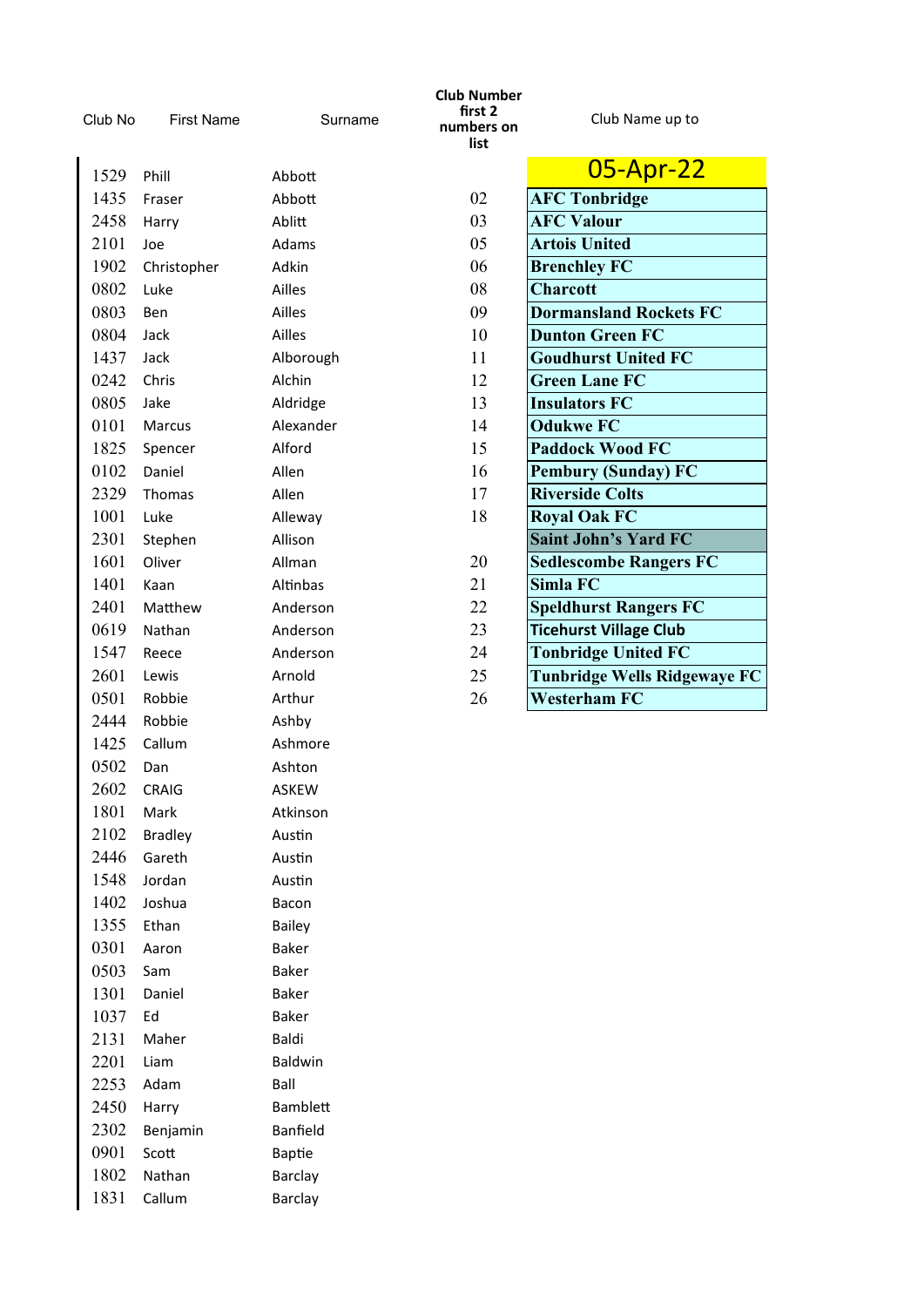| Club No | First Name | Surname | Club Number first 2 numbers on list | Club Name up to |
|---|---|---|---|---|
| 1529 | Phill | Abbott | | **05-Apr-22** |
| 1435 | Fraser | Abbott | 02 | **AFC Tonbridge** |
| 2458 | Harry | Ablitt | 03 | **AFC Valour** |
| 2101 | Joe | Adams | 05 | **Artois United** |
| 1902 | Christopher | Adkin | 06 | **Brenchley FC** |
| 0802 | Luke | Ailles | 08 | **Charcott** |
| 0803 | Ben | Ailles | 09 | **Dormansland Rockets FC** |
| 0804 | Jack | Ailles | 10 | **Dunton Green FC** |
| 1437 | Jack | Alborough | 11 | **Goudhurst United FC** |
| 0242 | Chris | Alchin | 12 | **Green Lane FC** |
| 0805 | Jake | Aldridge | 13 | **Insulators FC** |
| 0101 | Marcus | Alexander | 14 | **Odukwe FC** |
| 1825 | Spencer | Alford | 15 | **Paddock Wood FC** |
| 0102 | Daniel | Allen | 16 | **Pembury (Sunday) FC** |
| 2329 | Thomas | Allen | 17 | **Riverside Colts** |
| 1001 | Luke | Alleway | 18 | **Royal Oak FC** |
| 2301 | Stephen | Allison | | **Saint John's Yard FC** |
| 1601 | Oliver | Allman | 20 | **Sedlescombe Rangers FC** |
| 1401 | Kaan | Altinbas | 21 | **Simla FC** |
| 2401 | Matthew | Anderson | 22 | **Speldhurst Rangers FC** |
| 0619 | Nathan | Anderson | 23 | **Ticehurst Village Club** |
| 1547 | Reece | Anderson | 24 | **Tonbridge United FC** |
| 2601 | Lewis | Arnold | 25 | **Tunbridge Wells Ridgewaye FC** |
| 0501 | Robbie | Arthur | 26 | **Westerham FC** |
| 2444 | Robbie | Ashby | | |
| 1425 | Callum | Ashmore | | |
| 0502 | Dan | Ashton | | |
| 2602 | CRAIG | ASKEW | | |
| 1801 | Mark | Atkinson | | |
| 2102 | Bradley | Austin | | |
| 2446 | Gareth | Austin | | |
| 1548 | Jordan | Austin | | |
| 1402 | Joshua | Bacon | | |
| 1355 | Ethan | Bailey | | |
| 0301 | Aaron | Baker | | |
| 0503 | Sam | Baker | | |
| 1301 | Daniel | Baker | | |
| 1037 | Ed | Baker | | |
| 2131 | Maher | Baldi | | |
| 2201 | Liam | Baldwin | | |
| 2253 | Adam | Ball | | |
| 2450 | Harry | Bamblett | | |
| 2302 | Benjamin | Banfield | | |
| 0901 | Scott | Baptie | | |
| 1802 | Nathan | Barclay | | |
| 1831 | Callum | Barclay | | |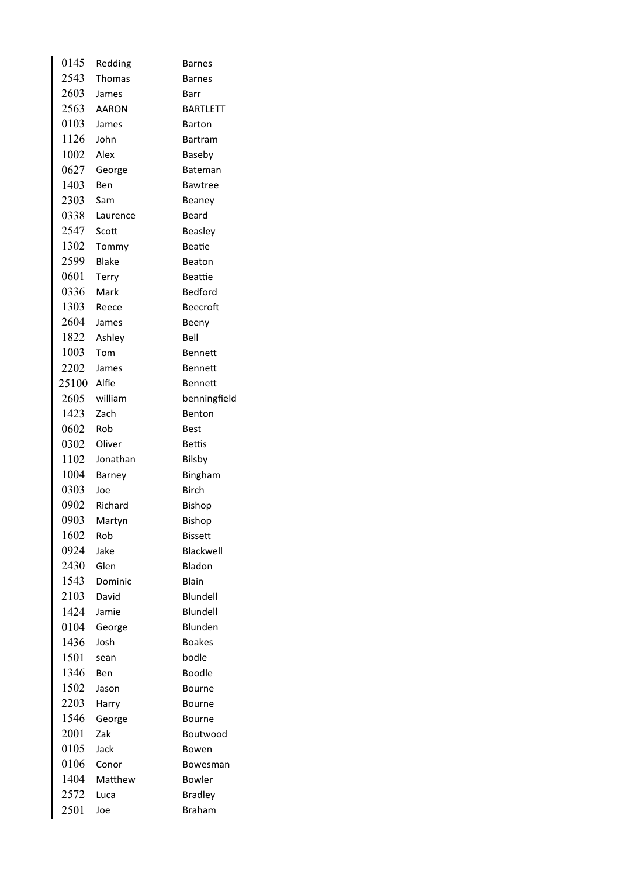| | | |
|---|---|---|
| 0145 | Redding | Barnes |
| 2543 | Thomas | Barnes |
| 2603 | James | Barr |
| 2563 | AARON | BARTLETT |
| 0103 | James | Barton |
| 1126 | John | Bartram |
| 1002 | Alex | Baseby |
| 0627 | George | Bateman |
| 1403 | Ben | Bawtree |
| 2303 | Sam | Beaney |
| 0338 | Laurence | Beard |
| 2547 | Scott | Beasley |
| 1302 | Tommy | Beatie |
| 2599 | Blake | Beaton |
| 0601 | Terry | Beattie |
| 0336 | Mark | Bedford |
| 1303 | Reece | Beecroft |
| 2604 | James | Beeny |
| 1822 | Ashley | Bell |
| 1003 | Tom | Bennett |
| 2202 | James | Bennett |
| 25100 | Alfie | Bennett |
| 2605 | william | benningfield |
| 1423 | Zach | Benton |
| 0602 | Rob | Best |
| 0302 | Oliver | Bettis |
| 1102 | Jonathan | Bilsby |
| 1004 | Barney | Bingham |
| 0303 | Joe | Birch |
| 0902 | Richard | Bishop |
| 0903 | Martyn | Bishop |
| 1602 | Rob | Bissett |
| 0924 | Jake | Blackwell |
| 2430 | Glen | Bladon |
| 1543 | Dominic | Blain |
| 2103 | David | Blundell |
| 1424 | Jamie | Blundell |
| 0104 | George | Blunden |
| 1436 | Josh | Boakes |
| 1501 | sean | bodle |
| 1346 | Ben | Boodle |
| 1502 | Jason | Bourne |
| 2203 | Harry | Bourne |
| 1546 | George | Bourne |
| 2001 | Zak | Boutwood |
| 0105 | Jack | Bowen |
| 0106 | Conor | Bowesman |
| 1404 | Matthew | Bowler |
| 2572 | Luca | Bradley |
| 2501 | Joe | Braham |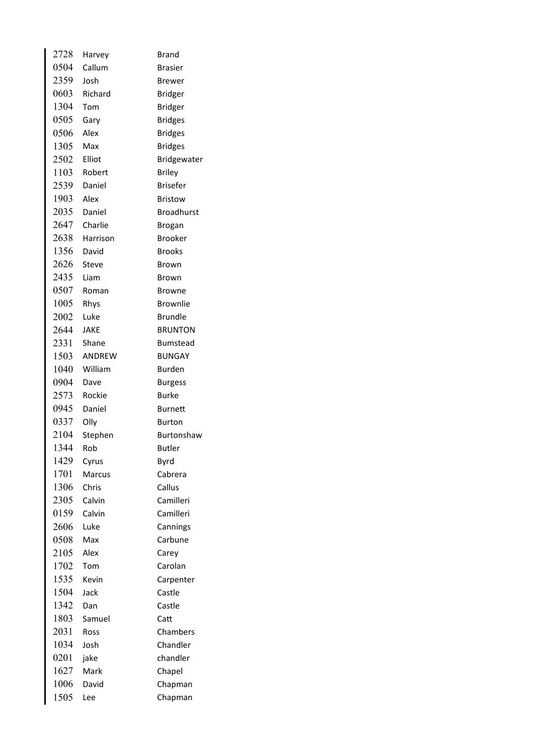| | | |
|---|---|---|
| 2728 | Harvey | Brand |
| 0504 | Callum | Brasier |
| 2359 | Josh | Brewer |
| 0603 | Richard | Bridger |
| 1304 | Tom | Bridger |
| 0505 | Gary | Bridges |
| 0506 | Alex | Bridges |
| 1305 | Max | Bridges |
| 2502 | Elliot | Bridgewater |
| 1103 | Robert | Briley |
| 2539 | Daniel | Brisefer |
| 1903 | Alex | Bristow |
| 2035 | Daniel | Broadhurst |
| 2647 | Charlie | Brogan |
| 2638 | Harrison | Brooker |
| 1356 | David | Brooks |
| 2626 | Steve | Brown |
| 2435 | Liam | Brown |
| 0507 | Roman | Browne |
| 1005 | Rhys | Brownlie |
| 2002 | Luke | Brundle |
| 2644 | JAKE | BRUNTON |
| 2331 | Shane | Bumstead |
| 1503 | ANDREW | BUNGAY |
| 1040 | William | Burden |
| 0904 | Dave | Burgess |
| 2573 | Rockie | Burke |
| 0945 | Daniel | Burnett |
| 0337 | Olly | Burton |
| 2104 | Stephen | Burtonshaw |
| 1344 | Rob | Butler |
| 1429 | Cyrus | Byrd |
| 1701 | Marcus | Cabrera |
| 1306 | Chris | Callus |
| 2305 | Calvin | Camilleri |
| 0159 | Calvin | Camilleri |
| 2606 | Luke | Cannings |
| 0508 | Max | Carbune |
| 2105 | Alex | Carey |
| 1702 | Tom | Carolan |
| 1535 | Kevin | Carpenter |
| 1504 | Jack | Castle |
| 1342 | Dan | Castle |
| 1803 | Samuel | Catt |
| 2031 | Ross | Chambers |
| 1034 | Josh | Chandler |
| 0201 | jake | chandler |
| 1627 | Mark | Chapel |
| 1006 | David | Chapman |
| 1505 | Lee | Chapman |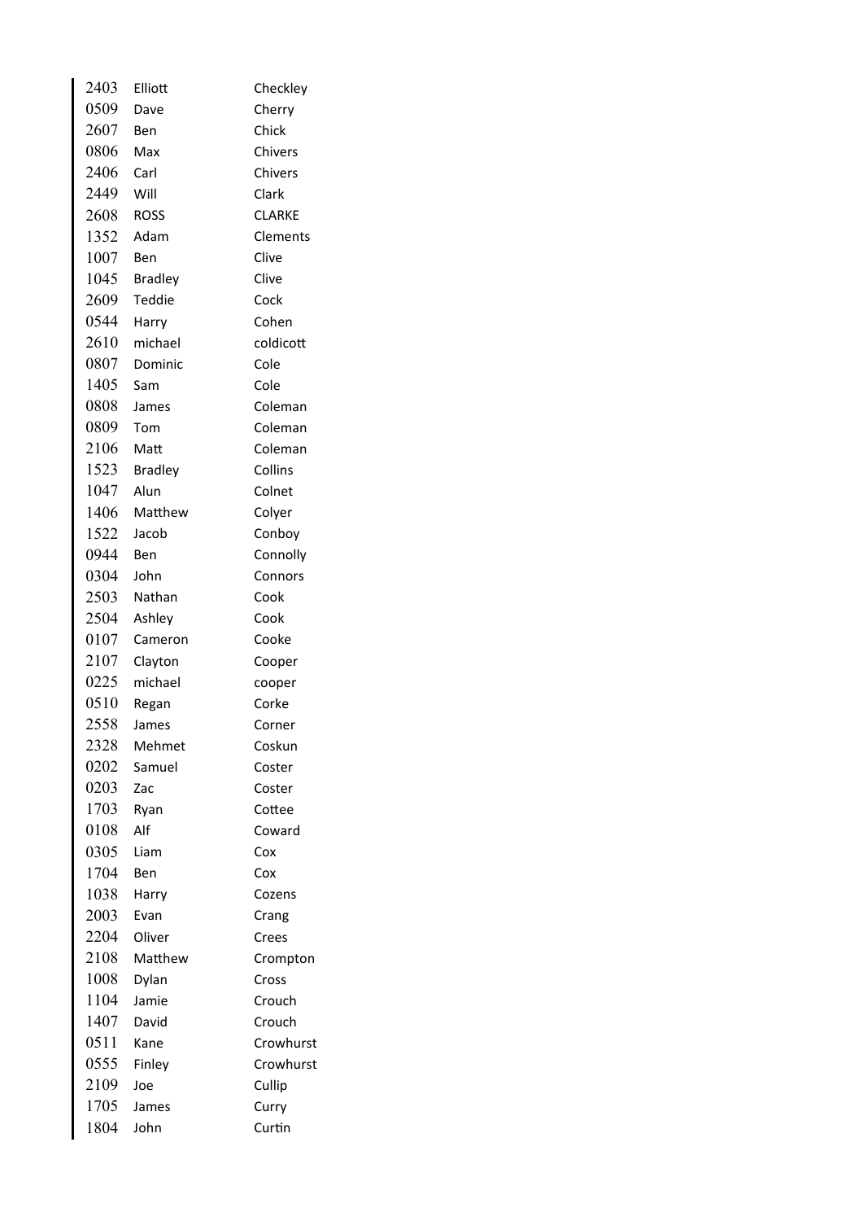| | | |
|---|---|---|
| 2403 | Elliott | Checkley |
| 0509 | Dave | Cherry |
| 2607 | Ben | Chick |
| 0806 | Max | Chivers |
| 2406 | Carl | Chivers |
| 2449 | Will | Clark |
| 2608 | ROSS | CLARKE |
| 1352 | Adam | Clements |
| 1007 | Ben | Clive |
| 1045 | Bradley | Clive |
| 2609 | Teddie | Cock |
| 0544 | Harry | Cohen |
| 2610 | michael | coldicott |
| 0807 | Dominic | Cole |
| 1405 | Sam | Cole |
| 0808 | James | Coleman |
| 0809 | Tom | Coleman |
| 2106 | Matt | Coleman |
| 1523 | Bradley | Collins |
| 1047 | Alun | Colnet |
| 1406 | Matthew | Colyer |
| 1522 | Jacob | Conboy |
| 0944 | Ben | Connolly |
| 0304 | John | Connors |
| 2503 | Nathan | Cook |
| 2504 | Ashley | Cook |
| 0107 | Cameron | Cooke |
| 2107 | Clayton | Cooper |
| 0225 | michael | cooper |
| 0510 | Regan | Corke |
| 2558 | James | Corner |
| 2328 | Mehmet | Coskun |
| 0202 | Samuel | Coster |
| 0203 | Zac | Coster |
| 1703 | Ryan | Cottee |
| 0108 | Alf | Coward |
| 0305 | Liam | Cox |
| 1704 | Ben | Cox |
| 1038 | Harry | Cozens |
| 2003 | Evan | Crang |
| 2204 | Oliver | Crees |
| 2108 | Matthew | Crompton |
| 1008 | Dylan | Cross |
| 1104 | Jamie | Crouch |
| 1407 | David | Crouch |
| 0511 | Kane | Crowhurst |
| 0555 | Finley | Crowhurst |
| 2109 | Joe | Cullip |
| 1705 | James | Curry |
| 1804 | John | Curtin |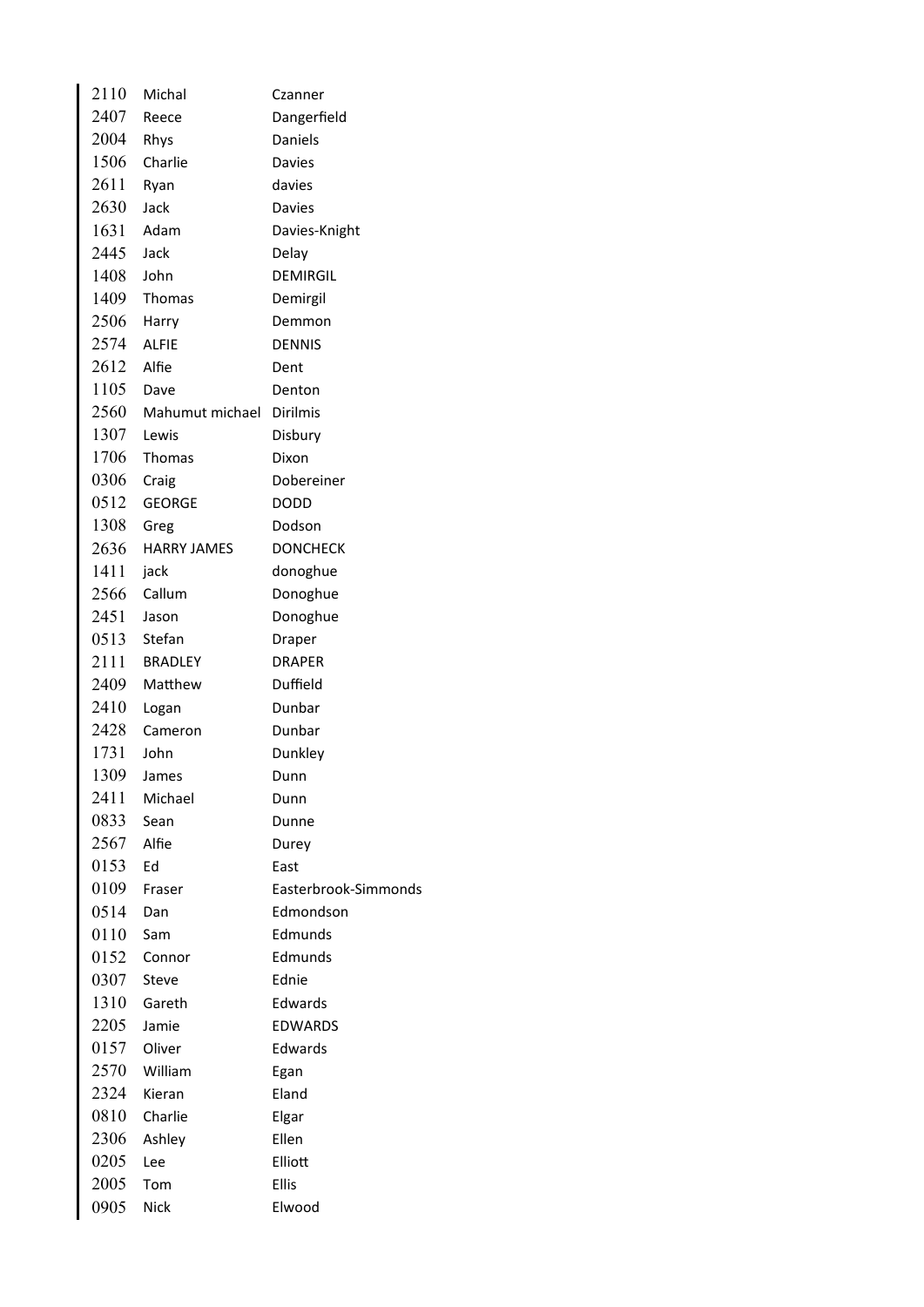| | | |
|---|---|---|
| 2110 | Michal | Czanner |
| 2407 | Reece | Dangerfield |
| 2004 | Rhys | Daniels |
| 1506 | Charlie | Davies |
| 2611 | Ryan | davies |
| 2630 | Jack | Davies |
| 1631 | Adam | Davies-Knight |
| 2445 | Jack | Delay |
| 1408 | John | DEMIRGIL |
| 1409 | Thomas | Demirgil |
| 2506 | Harry | Demmon |
| 2574 | ALFIE | DENNIS |
| 2612 | Alfie | Dent |
| 1105 | Dave | Denton |
| 2560 | Mahumut michael | Dirilmis |
| 1307 | Lewis | Disbury |
| 1706 | Thomas | Dixon |
| 0306 | Craig | Dobereiner |
| 0512 | GEORGE | DODD |
| 1308 | Greg | Dodson |
| 2636 | HARRY JAMES | DONCHECK |
| 1411 | jack | donoghue |
| 2566 | Callum | Donoghue |
| 2451 | Jason | Donoghue |
| 0513 | Stefan | Draper |
| 2111 | BRADLEY | DRAPER |
| 2409 | Matthew | Duffield |
| 2410 | Logan | Dunbar |
| 2428 | Cameron | Dunbar |
| 1731 | John | Dunkley |
| 1309 | James | Dunn |
| 2411 | Michael | Dunn |
| 0833 | Sean | Dunne |
| 2567 | Alfie | Durey |
| 0153 | Ed | East |
| 0109 | Fraser | Easterbrook-Simmonds |
| 0514 | Dan | Edmondson |
| 0110 | Sam | Edmunds |
| 0152 | Connor | Edmunds |
| 0307 | Steve | Ednie |
| 1310 | Gareth | Edwards |
| 2205 | Jamie | EDWARDS |
| 0157 | Oliver | Edwards |
| 2570 | William | Egan |
| 2324 | Kieran | Eland |
| 0810 | Charlie | Elgar |
| 2306 | Ashley | Ellen |
| 0205 | Lee | Elliott |
| 2005 | Tom | Ellis |
| 0905 | Nick | Elwood |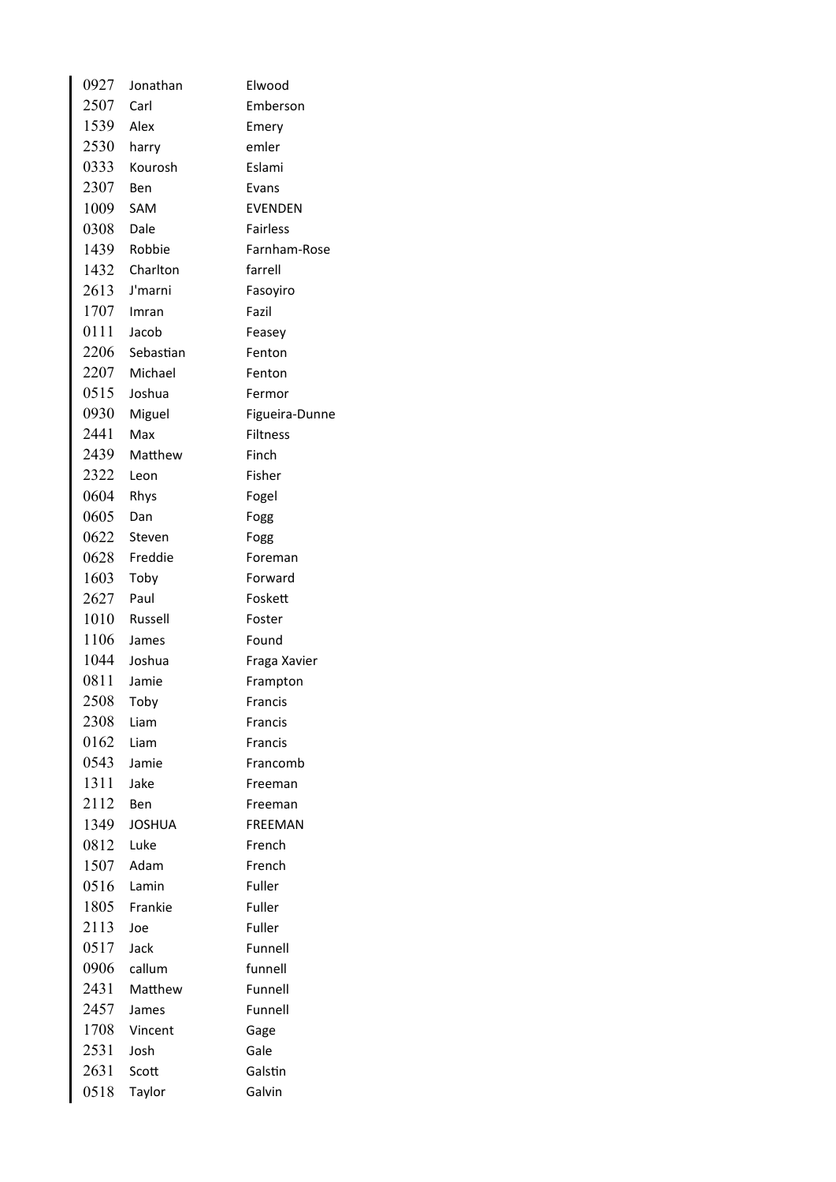| | | |
|---|---|---|
| 0927 | Jonathan | Elwood |
| 2507 | Carl | Emberson |
| 1539 | Alex | Emery |
| 2530 | harry | emler |
| 0333 | Kourosh | Eslami |
| 2307 | Ben | Evans |
| 1009 | SAM | EVENDEN |
| 0308 | Dale | Fairless |
| 1439 | Robbie | Farnham-Rose |
| 1432 | Charlton | farrell |
| 2613 | J'marni | Fasoyiro |
| 1707 | Imran | Fazil |
| 0111 | Jacob | Feasey |
| 2206 | Sebastian | Fenton |
| 2207 | Michael | Fenton |
| 0515 | Joshua | Fermor |
| 0930 | Miguel | Figueira-Dunne |
| 2441 | Max | Filtness |
| 2439 | Matthew | Finch |
| 2322 | Leon | Fisher |
| 0604 | Rhys | Fogel |
| 0605 | Dan | Fogg |
| 0622 | Steven | Fogg |
| 0628 | Freddie | Foreman |
| 1603 | Toby | Forward |
| 2627 | Paul | Foskett |
| 1010 | Russell | Foster |
| 1106 | James | Found |
| 1044 | Joshua | Fraga Xavier |
| 0811 | Jamie | Frampton |
| 2508 | Toby | Francis |
| 2308 | Liam | Francis |
| 0162 | Liam | Francis |
| 0543 | Jamie | Francomb |
| 1311 | Jake | Freeman |
| 2112 | Ben | Freeman |
| 1349 | JOSHUA | FREEMAN |
| 0812 | Luke | French |
| 1507 | Adam | French |
| 0516 | Lamin | Fuller |
| 1805 | Frankie | Fuller |
| 2113 | Joe | Fuller |
| 0517 | Jack | Funnell |
| 0906 | callum | funnell |
| 2431 | Matthew | Funnell |
| 2457 | James | Funnell |
| 1708 | Vincent | Gage |
| 2531 | Josh | Gale |
| 2631 | Scott | Galstin |
| 0518 | Taylor | Galvin |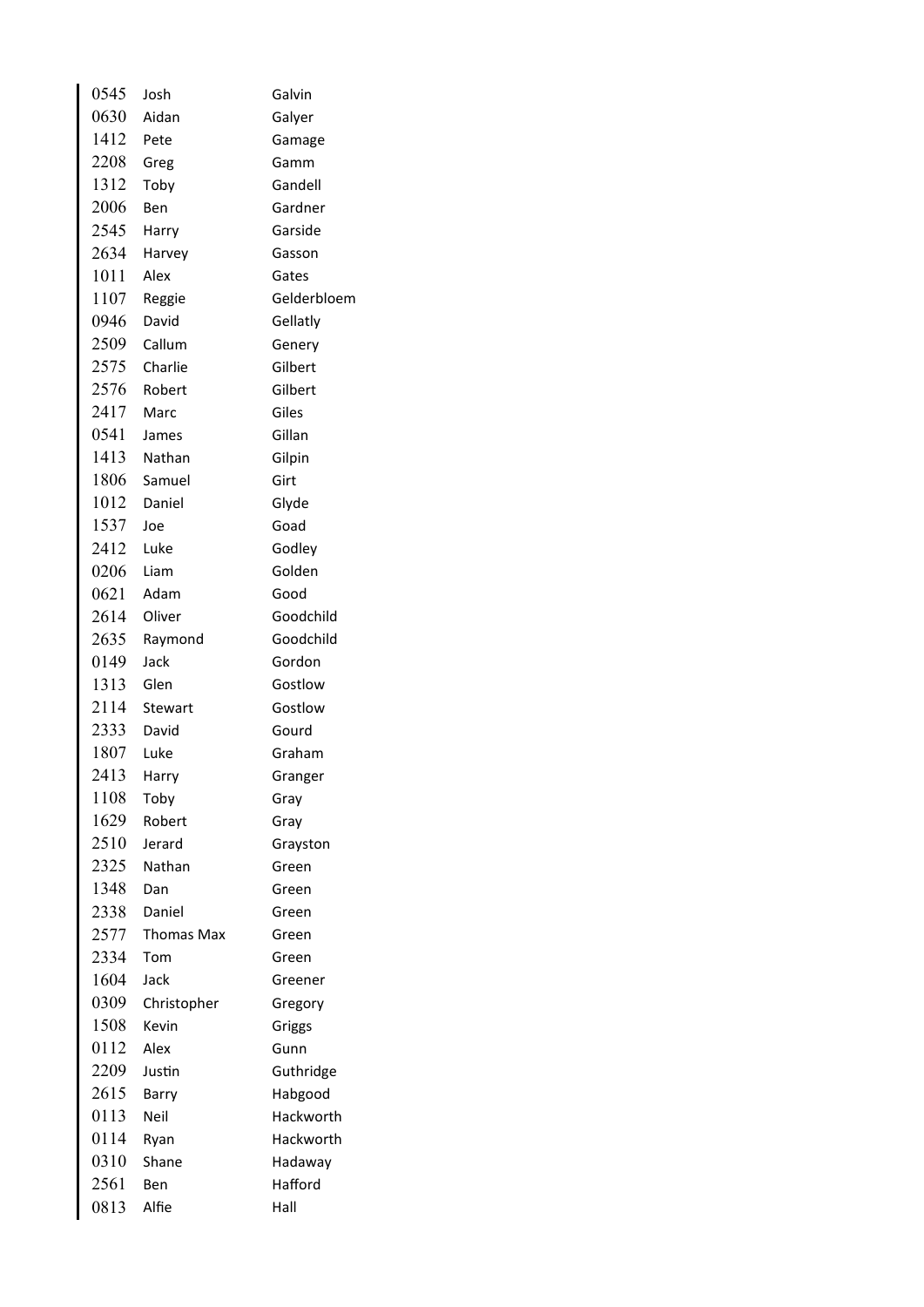| | | |
|---|---|---|
| 0545 | Josh | Galvin |
| 0630 | Aidan | Galyer |
| 1412 | Pete | Gamage |
| 2208 | Greg | Gamm |
| 1312 | Toby | Gandell |
| 2006 | Ben | Gardner |
| 2545 | Harry | Garside |
| 2634 | Harvey | Gasson |
| 1011 | Alex | Gates |
| 1107 | Reggie | Gelderbloem |
| 0946 | David | Gellatly |
| 2509 | Callum | Genery |
| 2575 | Charlie | Gilbert |
| 2576 | Robert | Gilbert |
| 2417 | Marc | Giles |
| 0541 | James | Gillan |
| 1413 | Nathan | Gilpin |
| 1806 | Samuel | Girt |
| 1012 | Daniel | Glyde |
| 1537 | Joe | Goad |
| 2412 | Luke | Godley |
| 0206 | Liam | Golden |
| 0621 | Adam | Good |
| 2614 | Oliver | Goodchild |
| 2635 | Raymond | Goodchild |
| 0149 | Jack | Gordon |
| 1313 | Glen | Gostlow |
| 2114 | Stewart | Gostlow |
| 2333 | David | Gourd |
| 1807 | Luke | Graham |
| 2413 | Harry | Granger |
| 1108 | Toby | Gray |
| 1629 | Robert | Gray |
| 2510 | Jerard | Grayston |
| 2325 | Nathan | Green |
| 1348 | Dan | Green |
| 2338 | Daniel | Green |
| 2577 | Thomas Max | Green |
| 2334 | Tom | Green |
| 1604 | Jack | Greener |
| 0309 | Christopher | Gregory |
| 1508 | Kevin | Griggs |
| 0112 | Alex | Gunn |
| 2209 | Justin | Guthridge |
| 2615 | Barry | Habgood |
| 0113 | Neil | Hackworth |
| 0114 | Ryan | Hackworth |
| 0310 | Shane | Hadaway |
| 2561 | Ben | Hafford |
| 0813 | Alfie | Hall |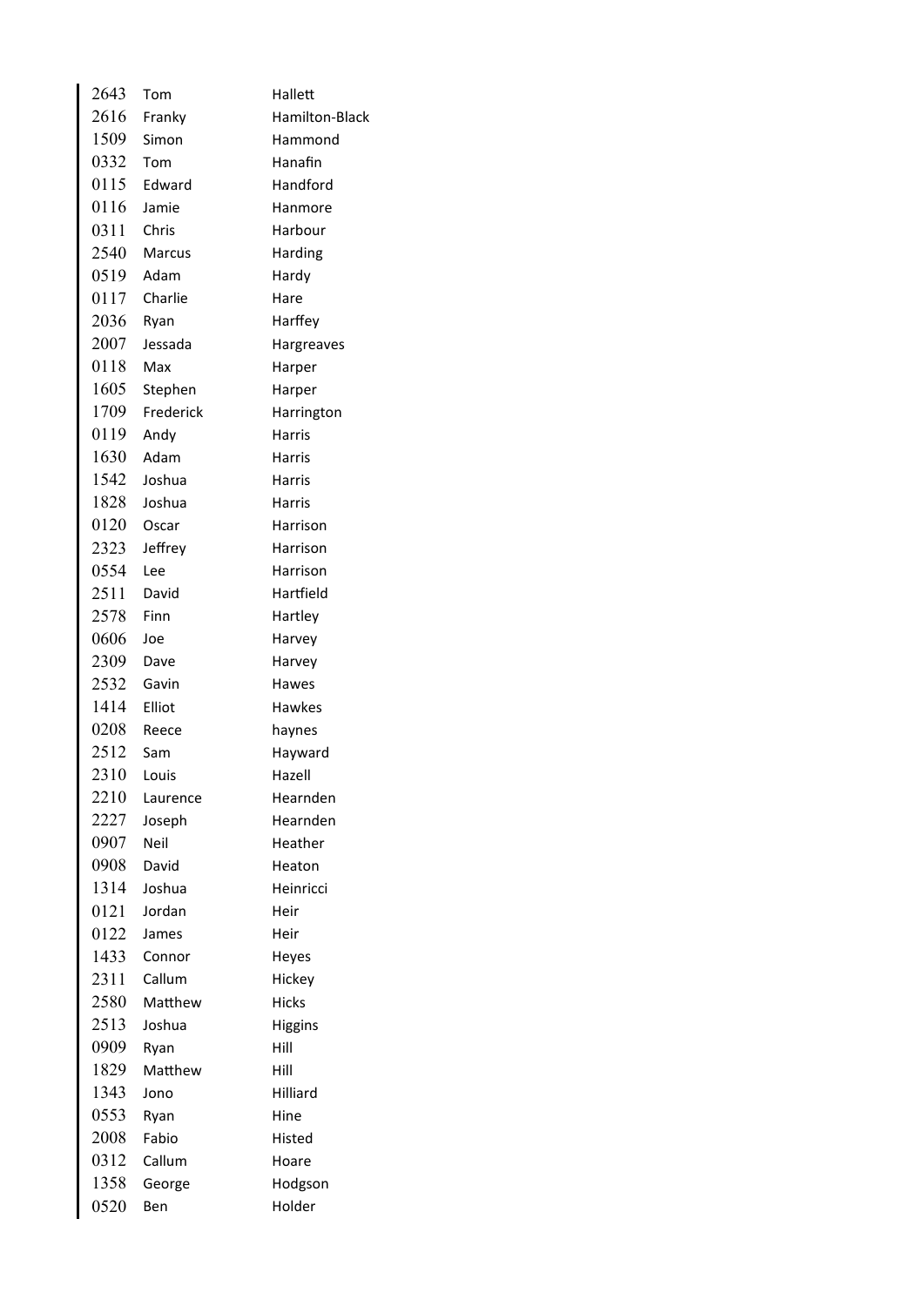| | | |
|---|---|---|
| 2643 | Tom | Hallett |
| 2616 | Franky | Hamilton-Black |
| 1509 | Simon | Hammond |
| 0332 | Tom | Hanafin |
| 0115 | Edward | Handford |
| 0116 | Jamie | Hanmore |
| 0311 | Chris | Harbour |
| 2540 | Marcus | Harding |
| 0519 | Adam | Hardy |
| 0117 | Charlie | Hare |
| 2036 | Ryan | Harffey |
| 2007 | Jessada | Hargreaves |
| 0118 | Max | Harper |
| 1605 | Stephen | Harper |
| 1709 | Frederick | Harrington |
| 0119 | Andy | Harris |
| 1630 | Adam | Harris |
| 1542 | Joshua | Harris |
| 1828 | Joshua | Harris |
| 0120 | Oscar | Harrison |
| 2323 | Jeffrey | Harrison |
| 0554 | Lee | Harrison |
| 2511 | David | Hartfield |
| 2578 | Finn | Hartley |
| 0606 | Joe | Harvey |
| 2309 | Dave | Harvey |
| 2532 | Gavin | Hawes |
| 1414 | Elliot | Hawkes |
| 0208 | Reece | haynes |
| 2512 | Sam | Hayward |
| 2310 | Louis | Hazell |
| 2210 | Laurence | Hearnden |
| 2227 | Joseph | Hearnden |
| 0907 | Neil | Heather |
| 0908 | David | Heaton |
| 1314 | Joshua | Heinricci |
| 0121 | Jordan | Heir |
| 0122 | James | Heir |
| 1433 | Connor | Heyes |
| 2311 | Callum | Hickey |
| 2580 | Matthew | Hicks |
| 2513 | Joshua | Higgins |
| 0909 | Ryan | Hill |
| 1829 | Matthew | Hill |
| 1343 | Jono | Hilliard |
| 0553 | Ryan | Hine |
| 2008 | Fabio | Histed |
| 0312 | Callum | Hoare |
| 1358 | George | Hodgson |
| 0520 | Ben | Holder |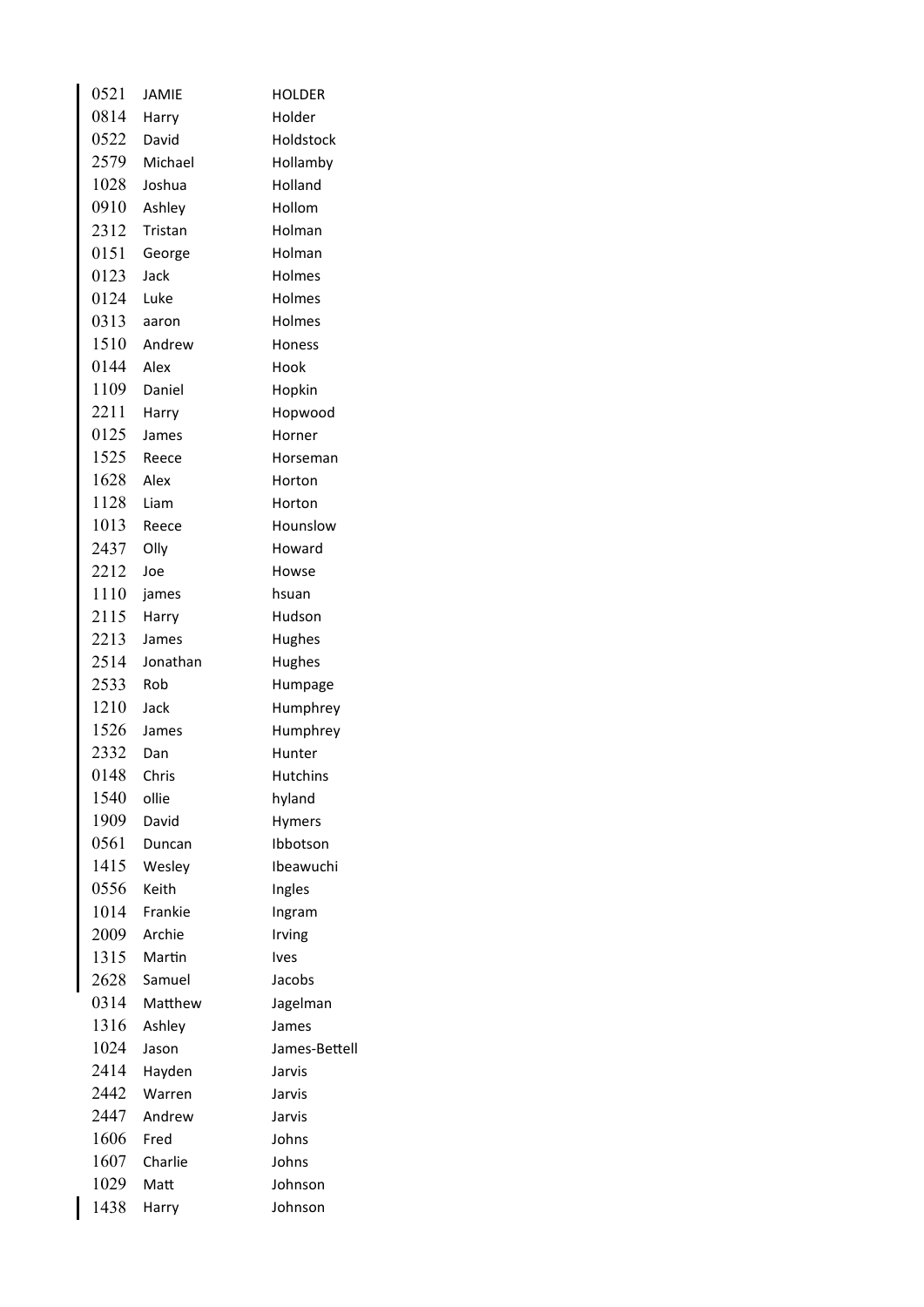| | | |
|---|---|---|
| 0521 | JAMIE | HOLDER |
| 0814 | Harry | Holder |
| 0522 | David | Holdstock |
| 2579 | Michael | Hollamby |
| 1028 | Joshua | Holland |
| 0910 | Ashley | Hollom |
| 2312 | Tristan | Holman |
| 0151 | George | Holman |
| 0123 | Jack | Holmes |
| 0124 | Luke | Holmes |
| 0313 | aaron | Holmes |
| 1510 | Andrew | Honess |
| 0144 | Alex | Hook |
| 1109 | Daniel | Hopkin |
| 2211 | Harry | Hopwood |
| 0125 | James | Horner |
| 1525 | Reece | Horseman |
| 1628 | Alex | Horton |
| 1128 | Liam | Horton |
| 1013 | Reece | Hounslow |
| 2437 | Olly | Howard |
| 2212 | Joe | Howse |
| 1110 | james | hsuan |
| 2115 | Harry | Hudson |
| 2213 | James | Hughes |
| 2514 | Jonathan | Hughes |
| 2533 | Rob | Humpage |
| 1210 | Jack | Humphrey |
| 1526 | James | Humphrey |
| 2332 | Dan | Hunter |
| 0148 | Chris | Hutchins |
| 1540 | ollie | hyland |
| 1909 | David | Hymers |
| 0561 | Duncan | Ibbotson |
| 1415 | Wesley | Ibeawuchi |
| 0556 | Keith | Ingles |
| 1014 | Frankie | Ingram |
| 2009 | Archie | Irving |
| 1315 | Martin | Ives |
| 2628 | Samuel | Jacobs |
| 0314 | Matthew | Jagelman |
| 1316 | Ashley | James |
| 1024 | Jason | James-Bettell |
| 2414 | Hayden | Jarvis |
| 2442 | Warren | Jarvis |
| 2447 | Andrew | Jarvis |
| 1606 | Fred | Johns |
| 1607 | Charlie | Johns |
| 1029 | Matt | Johnson |
| 1438 | Harry | Johnson |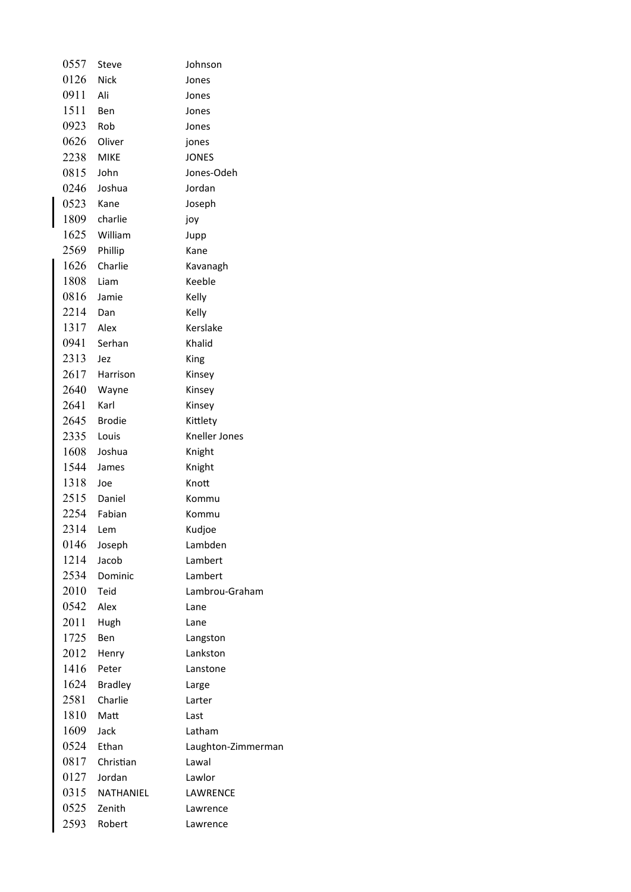| | | |
|---|---|---|
| 0557 | Steve | Johnson |
| 0126 | Nick | Jones |
| 0911 | Ali | Jones |
| 1511 | Ben | Jones |
| 0923 | Rob | Jones |
| 0626 | Oliver | jones |
| 2238 | MIKE | JONES |
| 0815 | John | Jones-Odeh |
| 0246 | Joshua | Jordan |
| 0523 | Kane | Joseph |
| 1809 | charlie | joy |
| 1625 | William | Jupp |
| 2569 | Phillip | Kane |
| 1626 | Charlie | Kavanagh |
| 1808 | Liam | Keeble |
| 0816 | Jamie | Kelly |
| 2214 | Dan | Kelly |
| 1317 | Alex | Kerslake |
| 0941 | Serhan | Khalid |
| 2313 | Jez | King |
| 2617 | Harrison | Kinsey |
| 2640 | Wayne | Kinsey |
| 2641 | Karl | Kinsey |
| 2645 | Brodie | Kittlety |
| 2335 | Louis | Kneller Jones |
| 1608 | Joshua | Knight |
| 1544 | James | Knight |
| 1318 | Joe | Knott |
| 2515 | Daniel | Kommu |
| 2254 | Fabian | Kommu |
| 2314 | Lem | Kudjoe |
| 0146 | Joseph | Lambden |
| 1214 | Jacob | Lambert |
| 2534 | Dominic | Lambert |
| 2010 | Teid | Lambrou-Graham |
| 0542 | Alex | Lane |
| 2011 | Hugh | Lane |
| 1725 | Ben | Langston |
| 2012 | Henry | Lankston |
| 1416 | Peter | Lanstone |
| 1624 | Bradley | Large |
| 2581 | Charlie | Larter |
| 1810 | Matt | Last |
| 1609 | Jack | Latham |
| 0524 | Ethan | Laughton-Zimmerman |
| 0817 | Christian | Lawal |
| 0127 | Jordan | Lawlor |
| 0315 | NATHANIEL | LAWRENCE |
| 0525 | Zenith | Lawrence |
| 2593 | Robert | Lawrence |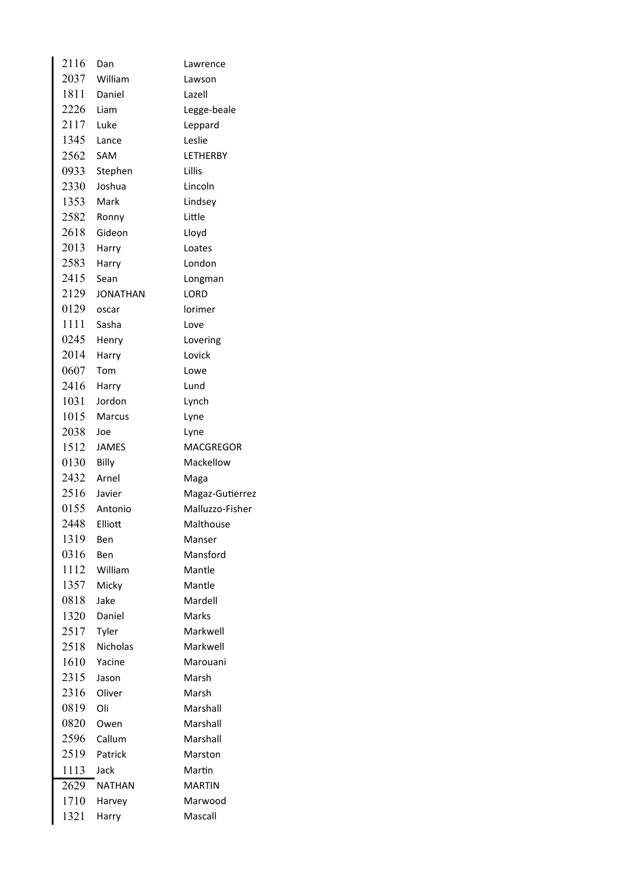| | | |
|---|---|---|
| 2116 | Dan | Lawrence |
| 2037 | William | Lawson |
| 1811 | Daniel | Lazell |
| 2226 | Liam | Legge-beale |
| 2117 | Luke | Leppard |
| 1345 | Lance | Leslie |
| 2562 | SAM | LETHERBY |
| 0933 | Stephen | Lillis |
| 2330 | Joshua | Lincoln |
| 1353 | Mark | Lindsey |
| 2582 | Ronny | Little |
| 2618 | Gideon | Lloyd |
| 2013 | Harry | Loates |
| 2583 | Harry | London |
| 2415 | Sean | Longman |
| 2129 | JONATHAN | LORD |
| 0129 | oscar | lorimer |
| 1111 | Sasha | Love |
| 0245 | Henry | Lovering |
| 2014 | Harry | Lovick |
| 0607 | Tom | Lowe |
| 2416 | Harry | Lund |
| 1031 | Jordon | Lynch |
| 1015 | Marcus | Lyne |
| 2038 | Joe | Lyne |
| 1512 | JAMES | MACGREGOR |
| 0130 | Billy | Mackellow |
| 2432 | Arnel | Maga |
| 2516 | Javier | Magaz-Gutierrez |
| 0155 | Antonio | Malluzzo-Fisher |
| 2448 | Elliott | Malthouse |
| 1319 | Ben | Manser |
| 0316 | Ben | Mansford |
| 1112 | William | Mantle |
| 1357 | Micky | Mantle |
| 0818 | Jake | Mardell |
| 1320 | Daniel | Marks |
| 2517 | Tyler | Markwell |
| 2518 | Nicholas | Markwell |
| 1610 | Yacine | Marouani |
| 2315 | Jason | Marsh |
| 2316 | Oliver | Marsh |
| 0819 | Oli | Marshall |
| 0820 | Owen | Marshall |
| 2596 | Callum | Marshall |
| 2519 | Patrick | Marston |
| 1113 | Jack | Martin |
| 2629 | NATHAN | MARTIN |
| 1710 | Harvey | Marwood |
| 1321 | Harry | Mascall |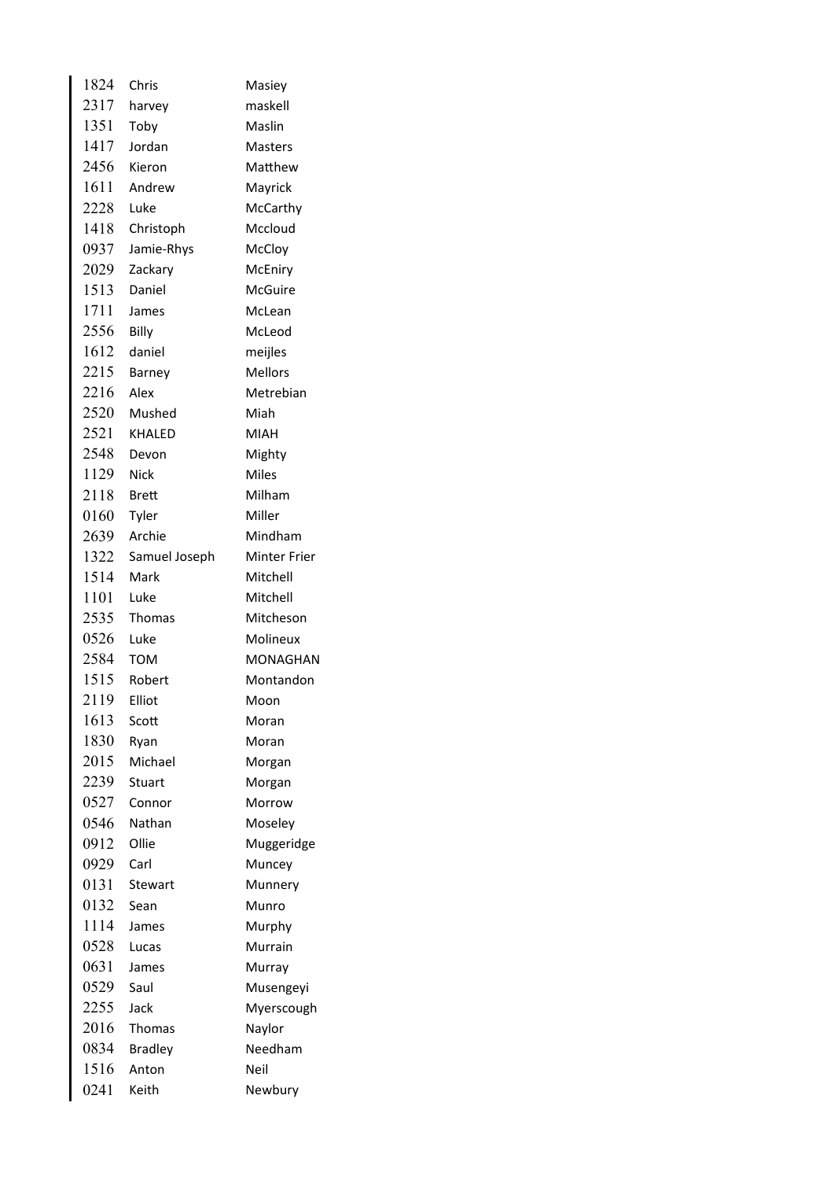| | | |
|---|---|---|
| 1824 | Chris | Masiey |
| 2317 | harvey | maskell |
| 1351 | Toby | Maslin |
| 1417 | Jordan | Masters |
| 2456 | Kieron | Matthew |
| 1611 | Andrew | Mayrick |
| 2228 | Luke | McCarthy |
| 1418 | Christoph | Mccloud |
| 0937 | Jamie-Rhys | McCloy |
| 2029 | Zackary | McEniry |
| 1513 | Daniel | McGuire |
| 1711 | James | McLean |
| 2556 | Billy | McLeod |
| 1612 | daniel | meijles |
| 2215 | Barney | Mellors |
| 2216 | Alex | Metrebian |
| 2520 | Mushed | Miah |
| 2521 | KHALED | MIAH |
| 2548 | Devon | Mighty |
| 1129 | Nick | Miles |
| 2118 | Brett | Milham |
| 0160 | Tyler | Miller |
| 2639 | Archie | Mindham |
| 1322 | Samuel Joseph | Minter Frier |
| 1514 | Mark | Mitchell |
| 1101 | Luke | Mitchell |
| 2535 | Thomas | Mitcheson |
| 0526 | Luke | Molineux |
| 2584 | TOM | MONAGHAN |
| 1515 | Robert | Montandon |
| 2119 | Elliot | Moon |
| 1613 | Scott | Moran |
| 1830 | Ryan | Moran |
| 2015 | Michael | Morgan |
| 2239 | Stuart | Morgan |
| 0527 | Connor | Morrow |
| 0546 | Nathan | Moseley |
| 0912 | Ollie | Muggeridge |
| 0929 | Carl | Muncey |
| 0131 | Stewart | Munnery |
| 0132 | Sean | Munro |
| 1114 | James | Murphy |
| 0528 | Lucas | Murrain |
| 0631 | James | Murray |
| 0529 | Saul | Musengeyi |
| 2255 | Jack | Myerscough |
| 2016 | Thomas | Naylor |
| 0834 | Bradley | Needham |
| 1516 | Anton | Neil |
| 0241 | Keith | Newbury |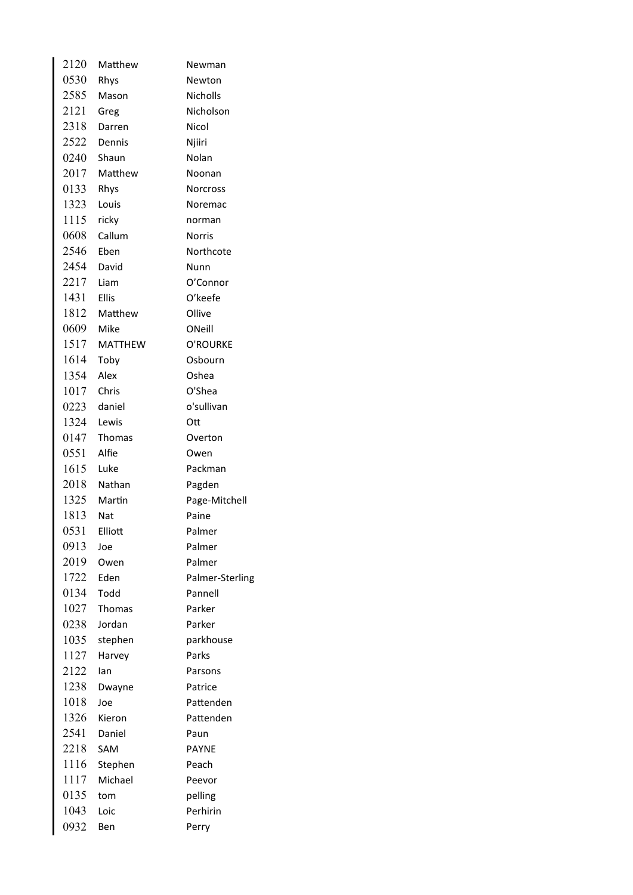| | | |
|---|---|---|
| 2120 | Matthew | Newman |
| 0530 | Rhys | Newton |
| 2585 | Mason | Nicholls |
| 2121 | Greg | Nicholson |
| 2318 | Darren | Nicol |
| 2522 | Dennis | Njiiri |
| 0240 | Shaun | Nolan |
| 2017 | Matthew | Noonan |
| 0133 | Rhys | Norcross |
| 1323 | Louis | Noremac |
| 1115 | ricky | norman |
| 0608 | Callum | Norris |
| 2546 | Eben | Northcote |
| 2454 | David | Nunn |
| 2217 | Liam | O'Connor |
| 1431 | Ellis | O'keefe |
| 1812 | Matthew | Ollive |
| 0609 | Mike | ONeill |
| 1517 | MATTHEW | O'ROURKE |
| 1614 | Toby | Osbourn |
| 1354 | Alex | Oshea |
| 1017 | Chris | O'Shea |
| 0223 | daniel | o'sullivan |
| 1324 | Lewis | Ott |
| 0147 | Thomas | Overton |
| 0551 | Alfie | Owen |
| 1615 | Luke | Packman |
| 2018 | Nathan | Pagden |
| 1325 | Martin | Page-Mitchell |
| 1813 | Nat | Paine |
| 0531 | Elliott | Palmer |
| 0913 | Joe | Palmer |
| 2019 | Owen | Palmer |
| 1722 | Eden | Palmer-Sterling |
| 0134 | Todd | Pannell |
| 1027 | Thomas | Parker |
| 0238 | Jordan | Parker |
| 1035 | stephen | parkhouse |
| 1127 | Harvey | Parks |
| 2122 | Ian | Parsons |
| 1238 | Dwayne | Patrice |
| 1018 | Joe | Pattenden |
| 1326 | Kieron | Pattenden |
| 2541 | Daniel | Paun |
| 2218 | SAM | PAYNE |
| 1116 | Stephen | Peach |
| 1117 | Michael | Peevor |
| 0135 | tom | pelling |
| 1043 | Loic | Perhirin |
| 0932 | Ben | Perry |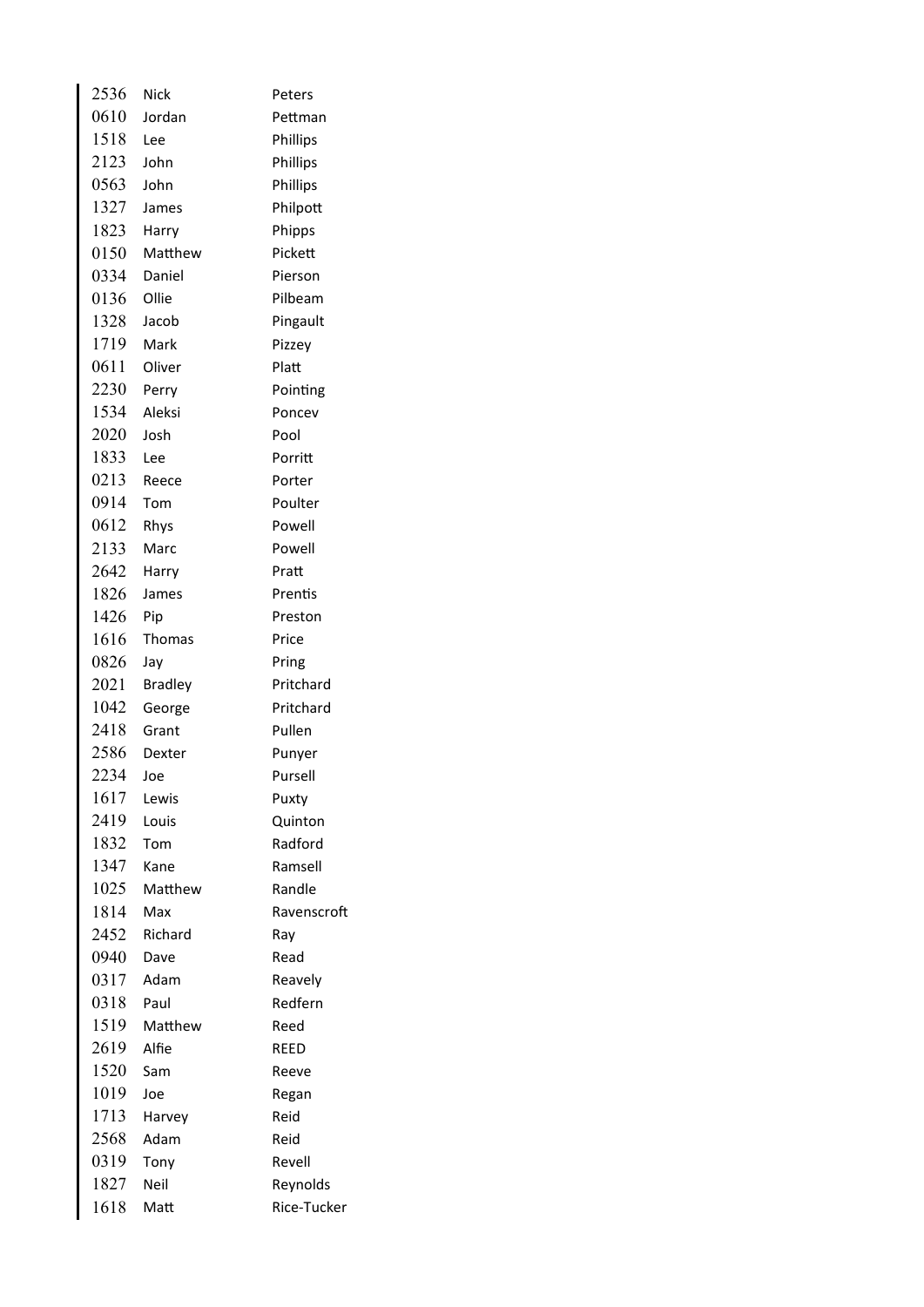| | | |
|---|---|---|
| 2536 | Nick | Peters |
| 0610 | Jordan | Pettman |
| 1518 | Lee | Phillips |
| 2123 | John | Phillips |
| 0563 | John | Phillips |
| 1327 | James | Philpott |
| 1823 | Harry | Phipps |
| 0150 | Matthew | Pickett |
| 0334 | Daniel | Pierson |
| 0136 | Ollie | Pilbeam |
| 1328 | Jacob | Pingault |
| 1719 | Mark | Pizzey |
| 0611 | Oliver | Platt |
| 2230 | Perry | Pointing |
| 1534 | Aleksi | Poncev |
| 2020 | Josh | Pool |
| 1833 | Lee | Porritt |
| 0213 | Reece | Porter |
| 0914 | Tom | Poulter |
| 0612 | Rhys | Powell |
| 2133 | Marc | Powell |
| 2642 | Harry | Pratt |
| 1826 | James | Prentis |
| 1426 | Pip | Preston |
| 1616 | Thomas | Price |
| 0826 | Jay | Pring |
| 2021 | Bradley | Pritchard |
| 1042 | George | Pritchard |
| 2418 | Grant | Pullen |
| 2586 | Dexter | Punyer |
| 2234 | Joe | Pursell |
| 1617 | Lewis | Puxty |
| 2419 | Louis | Quinton |
| 1832 | Tom | Radford |
| 1347 | Kane | Ramsell |
| 1025 | Matthew | Randle |
| 1814 | Max | Ravenscroft |
| 2452 | Richard | Ray |
| 0940 | Dave | Read |
| 0317 | Adam | Reavely |
| 0318 | Paul | Redfern |
| 1519 | Matthew | Reed |
| 2619 | Alfie | REED |
| 1520 | Sam | Reeve |
| 1019 | Joe | Regan |
| 1713 | Harvey | Reid |
| 2568 | Adam | Reid |
| 0319 | Tony | Revell |
| 1827 | Neil | Reynolds |
| 1618 | Matt | Rice-Tucker |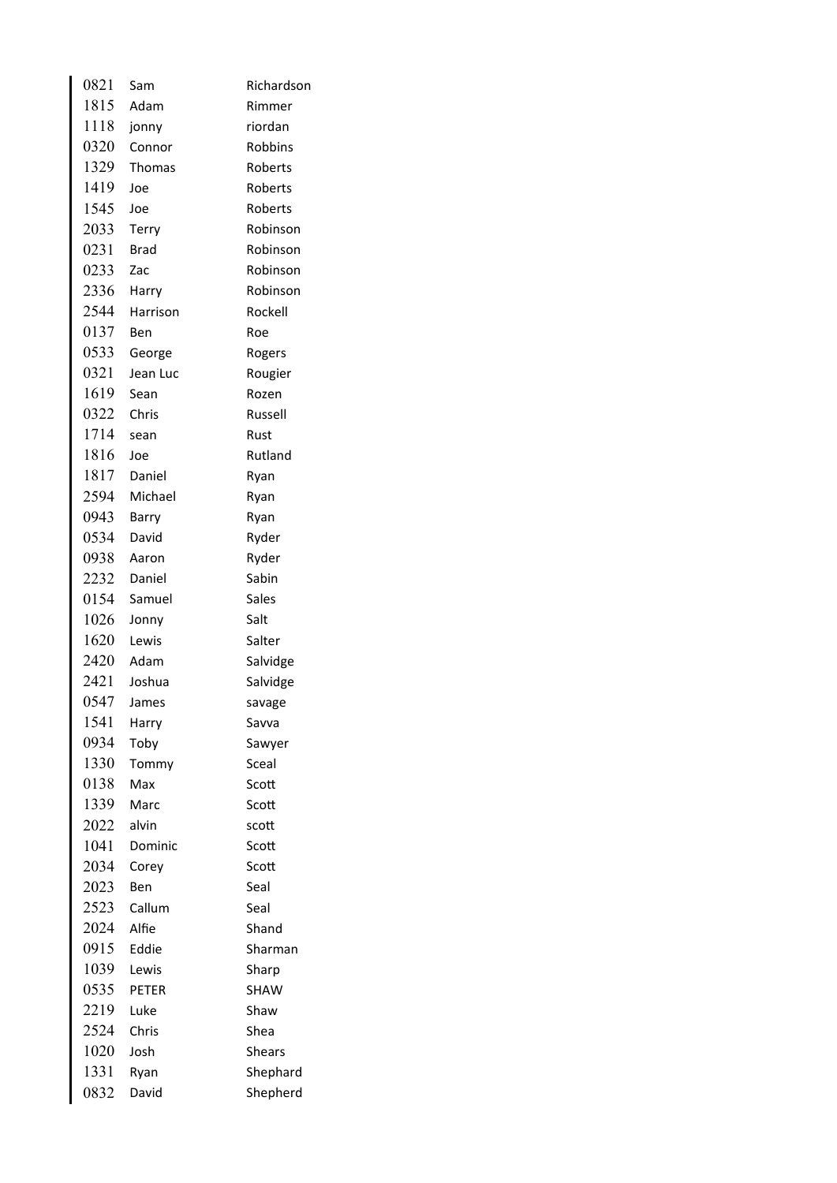| | | |
|---|---|---|
| 0821 | Sam | Richardson |
| 1815 | Adam | Rimmer |
| 1118 | jonny | riordan |
| 0320 | Connor | Robbins |
| 1329 | Thomas | Roberts |
| 1419 | Joe | Roberts |
| 1545 | Joe | Roberts |
| 2033 | Terry | Robinson |
| 0231 | Brad | Robinson |
| 0233 | Zac | Robinson |
| 2336 | Harry | Robinson |
| 2544 | Harrison | Rockell |
| 0137 | Ben | Roe |
| 0533 | George | Rogers |
| 0321 | Jean Luc | Rougier |
| 1619 | Sean | Rozen |
| 0322 | Chris | Russell |
| 1714 | sean | Rust |
| 1816 | Joe | Rutland |
| 1817 | Daniel | Ryan |
| 2594 | Michael | Ryan |
| 0943 | Barry | Ryan |
| 0534 | David | Ryder |
| 0938 | Aaron | Ryder |
| 2232 | Daniel | Sabin |
| 0154 | Samuel | Sales |
| 1026 | Jonny | Salt |
| 1620 | Lewis | Salter |
| 2420 | Adam | Salvidge |
| 2421 | Joshua | Salvidge |
| 0547 | James | savage |
| 1541 | Harry | Savva |
| 0934 | Toby | Sawyer |
| 1330 | Tommy | Sceal |
| 0138 | Max | Scott |
| 1339 | Marc | Scott |
| 2022 | alvin | scott |
| 1041 | Dominic | Scott |
| 2034 | Corey | Scott |
| 2023 | Ben | Seal |
| 2523 | Callum | Seal |
| 2024 | Alfie | Shand |
| 0915 | Eddie | Sharman |
| 1039 | Lewis | Sharp |
| 0535 | PETER | SHAW |
| 2219 | Luke | Shaw |
| 2524 | Chris | Shea |
| 1020 | Josh | Shears |
| 1331 | Ryan | Shephard |
| 0832 | David | Shepherd |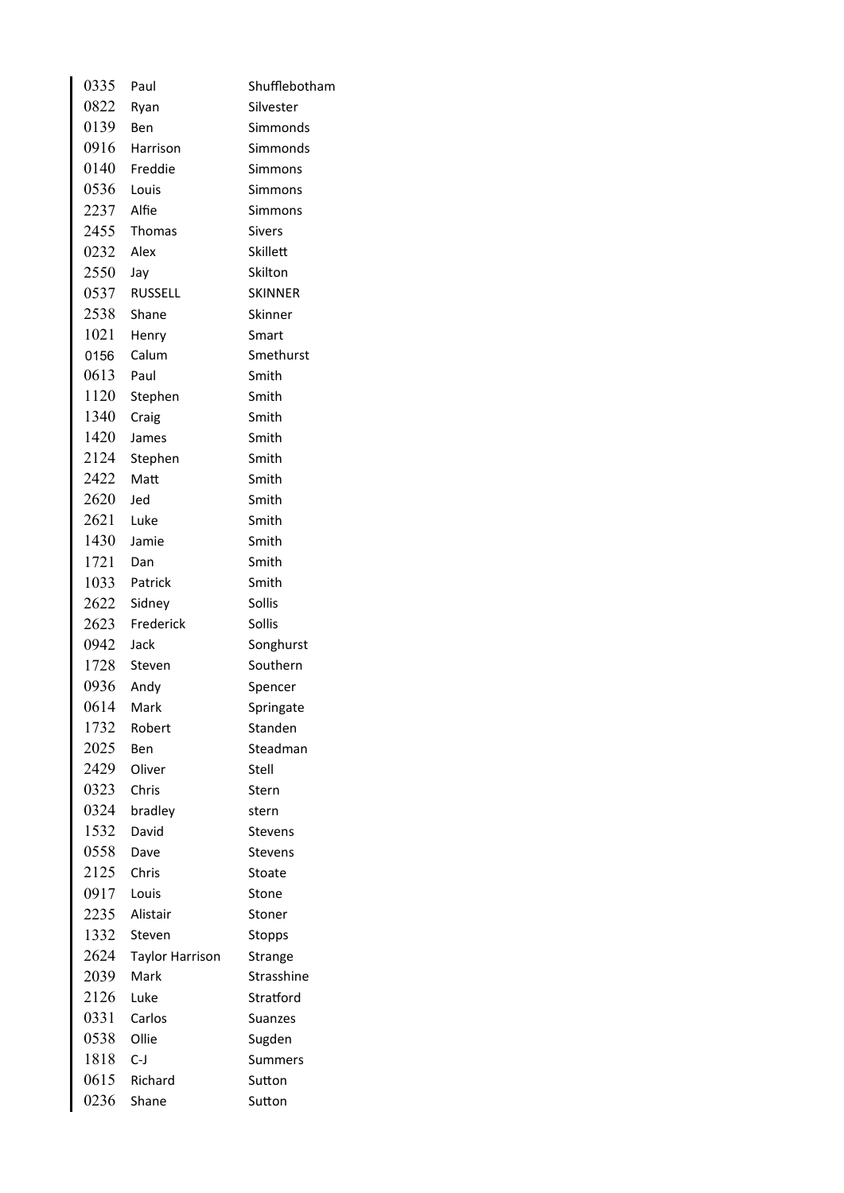| | | |
|---|---|---|
| 0335 | Paul | Shufflebotham |
| 0822 | Ryan | Silvester |
| 0139 | Ben | Simmonds |
| 0916 | Harrison | Simmonds |
| 0140 | Freddie | Simmons |
| 0536 | Louis | Simmons |
| 2237 | Alfie | Simmons |
| 2455 | Thomas | Sivers |
| 0232 | Alex | Skillett |
| 2550 | Jay | Skilton |
| 0537 | RUSSELL | SKINNER |
| 2538 | Shane | Skinner |
| 1021 | Henry | Smart |
| 0156 | Calum | Smethurst |
| 0613 | Paul | Smith |
| 1120 | Stephen | Smith |
| 1340 | Craig | Smith |
| 1420 | James | Smith |
| 2124 | Stephen | Smith |
| 2422 | Matt | Smith |
| 2620 | Jed | Smith |
| 2621 | Luke | Smith |
| 1430 | Jamie | Smith |
| 1721 | Dan | Smith |
| 1033 | Patrick | Smith |
| 2622 | Sidney | Sollis |
| 2623 | Frederick | Sollis |
| 0942 | Jack | Songhurst |
| 1728 | Steven | Southern |
| 0936 | Andy | Spencer |
| 0614 | Mark | Springate |
| 1732 | Robert | Standen |
| 2025 | Ben | Steadman |
| 2429 | Oliver | Stell |
| 0323 | Chris | Stern |
| 0324 | bradley | stern |
| 1532 | David | Stevens |
| 0558 | Dave | Stevens |
| 2125 | Chris | Stoate |
| 0917 | Louis | Stone |
| 2235 | Alistair | Stoner |
| 1332 | Steven | Stopps |
| 2624 | Taylor Harrison | Strange |
| 2039 | Mark | Strasshine |
| 2126 | Luke | Stratford |
| 0331 | Carlos | Suanzes |
| 0538 | Ollie | Sugden |
| 1818 | C-J | Summers |
| 0615 | Richard | Sutton |
| 0236 | Shane | Sutton |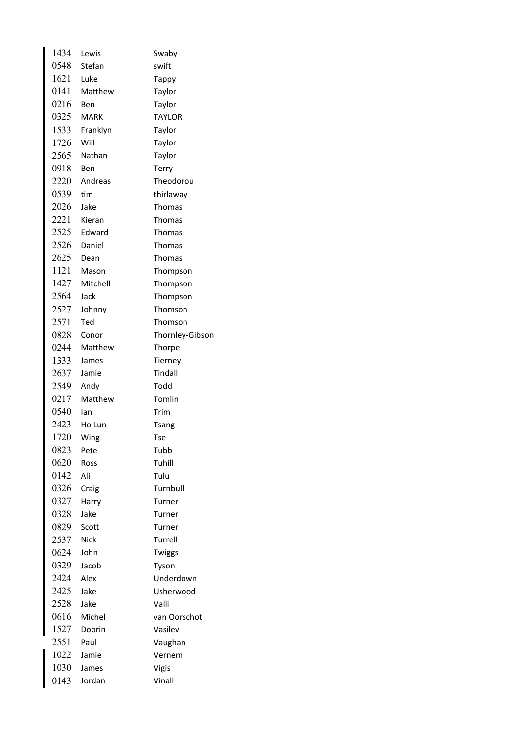| | | |
|---|---|---|
| 1434 | Lewis | Swaby |
| 0548 | Stefan | swift |
| 1621 | Luke | Tappy |
| 0141 | Matthew | Taylor |
| 0216 | Ben | Taylor |
| 0325 | MARK | TAYLOR |
| 1533 | Franklyn | Taylor |
| 1726 | Will | Taylor |
| 2565 | Nathan | Taylor |
| 0918 | Ben | Terry |
| 2220 | Andreas | Theodorou |
| 0539 | tim | thirlaway |
| 2026 | Jake | Thomas |
| 2221 | Kieran | Thomas |
| 2525 | Edward | Thomas |
| 2526 | Daniel | Thomas |
| 2625 | Dean | Thomas |
| 1121 | Mason | Thompson |
| 1427 | Mitchell | Thompson |
| 2564 | Jack | Thompson |
| 2527 | Johnny | Thomson |
| 2571 | Ted | Thomson |
| 0828 | Conor | Thornley-Gibson |
| 0244 | Matthew | Thorpe |
| 1333 | James | Tierney |
| 2637 | Jamie | Tindall |
| 2549 | Andy | Todd |
| 0217 | Matthew | Tomlin |
| 0540 | Ian | Trim |
| 2423 | Ho Lun | Tsang |
| 1720 | Wing | Tse |
| 0823 | Pete | Tubb |
| 0620 | Ross | Tuhill |
| 0142 | Ali | Tulu |
| 0326 | Craig | Turnbull |
| 0327 | Harry | Turner |
| 0328 | Jake | Turner |
| 0829 | Scott | Turner |
| 2537 | Nick | Turrell |
| 0624 | John | Twiggs |
| 0329 | Jacob | Tyson |
| 2424 | Alex | Underdown |
| 2425 | Jake | Usherwood |
| 2528 | Jake | Valli |
| 0616 | Michel | van Oorschot |
| 1527 | Dobrin | Vasilev |
| 2551 | Paul | Vaughan |
| 1022 | Jamie | Vernem |
| 1030 | James | Vigis |
| 0143 | Jordan | Vinall |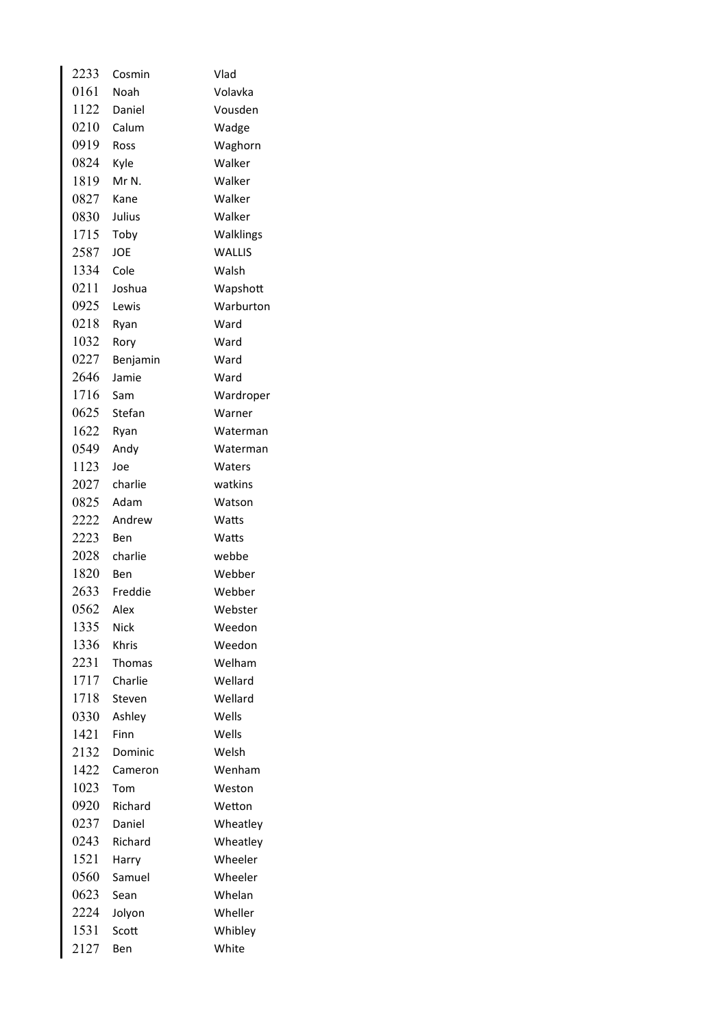| | | |
|---|---|---|
| 2233 | Cosmin | Vlad |
| 0161 | Noah | Volavka |
| 1122 | Daniel | Vousden |
| 0210 | Calum | Wadge |
| 0919 | Ross | Waghorn |
| 0824 | Kyle | Walker |
| 1819 | Mr N. | Walker |
| 0827 | Kane | Walker |
| 0830 | Julius | Walker |
| 1715 | Toby | Walklings |
| 2587 | JOE | WALLIS |
| 1334 | Cole | Walsh |
| 0211 | Joshua | Wapshott |
| 0925 | Lewis | Warburton |
| 0218 | Ryan | Ward |
| 1032 | Rory | Ward |
| 0227 | Benjamin | Ward |
| 2646 | Jamie | Ward |
| 1716 | Sam | Wardroper |
| 0625 | Stefan | Warner |
| 1622 | Ryan | Waterman |
| 0549 | Andy | Waterman |
| 1123 | Joe | Waters |
| 2027 | charlie | watkins |
| 0825 | Adam | Watson |
| 2222 | Andrew | Watts |
| 2223 | Ben | Watts |
| 2028 | charlie | webbe |
| 1820 | Ben | Webber |
| 2633 | Freddie | Webber |
| 0562 | Alex | Webster |
| 1335 | Nick | Weedon |
| 1336 | Khris | Weedon |
| 2231 | Thomas | Welham |
| 1717 | Charlie | Wellard |
| 1718 | Steven | Wellard |
| 0330 | Ashley | Wells |
| 1421 | Finn | Wells |
| 2132 | Dominic | Welsh |
| 1422 | Cameron | Wenham |
| 1023 | Tom | Weston |
| 0920 | Richard | Wetton |
| 0237 | Daniel | Wheatley |
| 0243 | Richard | Wheatley |
| 1521 | Harry | Wheeler |
| 0560 | Samuel | Wheeler |
| 0623 | Sean | Whelan |
| 2224 | Jolyon | Wheller |
| 1531 | Scott | Whibley |
| 2127 | Ben | White |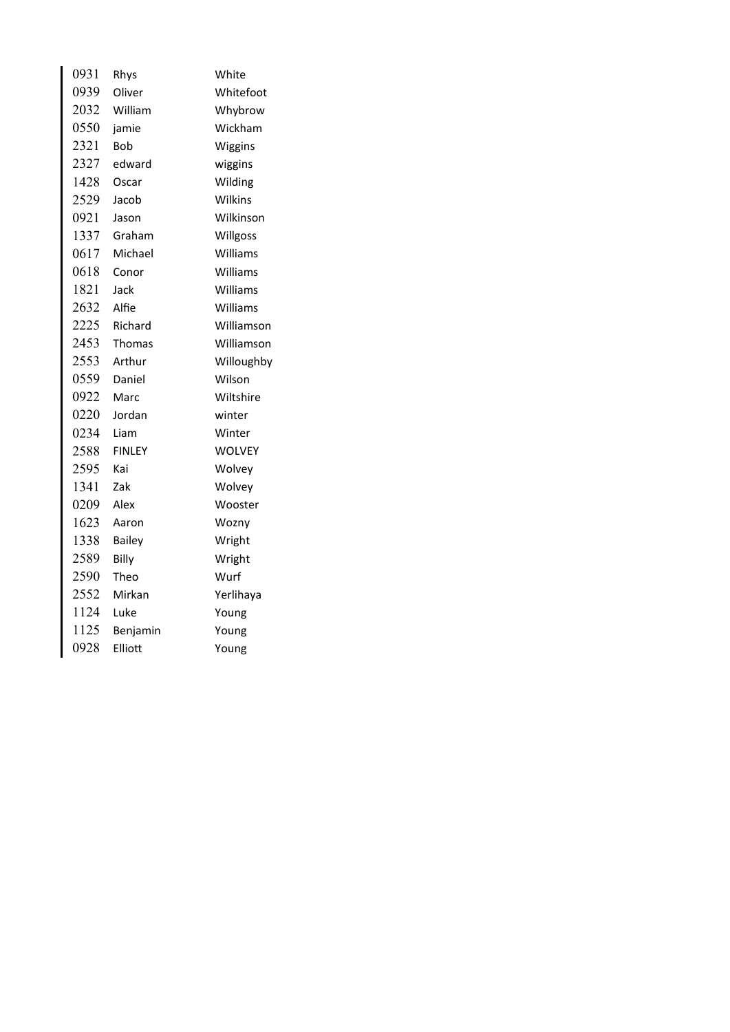| | | |
|---|---|---|
| 0931 | Rhys | White |
| 0939 | Oliver | Whitefoot |
| 2032 | William | Whybrow |
| 0550 | jamie | Wickham |
| 2321 | Bob | Wiggins |
| 2327 | edward | wiggins |
| 1428 | Oscar | Wilding |
| 2529 | Jacob | Wilkins |
| 0921 | Jason | Wilkinson |
| 1337 | Graham | Willgoss |
| 0617 | Michael | Williams |
| 0618 | Conor | Williams |
| 1821 | Jack | Williams |
| 2632 | Alfie | Williams |
| 2225 | Richard | Williamson |
| 2453 | Thomas | Williamson |
| 2553 | Arthur | Willoughby |
| 0559 | Daniel | Wilson |
| 0922 | Marc | Wiltshire |
| 0220 | Jordan | winter |
| 0234 | Liam | Winter |
| 2588 | FINLEY | WOLVEY |
| 2595 | Kai | Wolvey |
| 1341 | Zak | Wolvey |
| 0209 | Alex | Wooster |
| 1623 | Aaron | Wozny |
| 1338 | Bailey | Wright |
| 2589 | Billy | Wright |
| 2590 | Theo | Wurf |
| 2552 | Mirkan | Yerlihaya |
| 1124 | Luke | Young |
| 1125 | Benjamin | Young |
| 0928 | Elliott | Young |